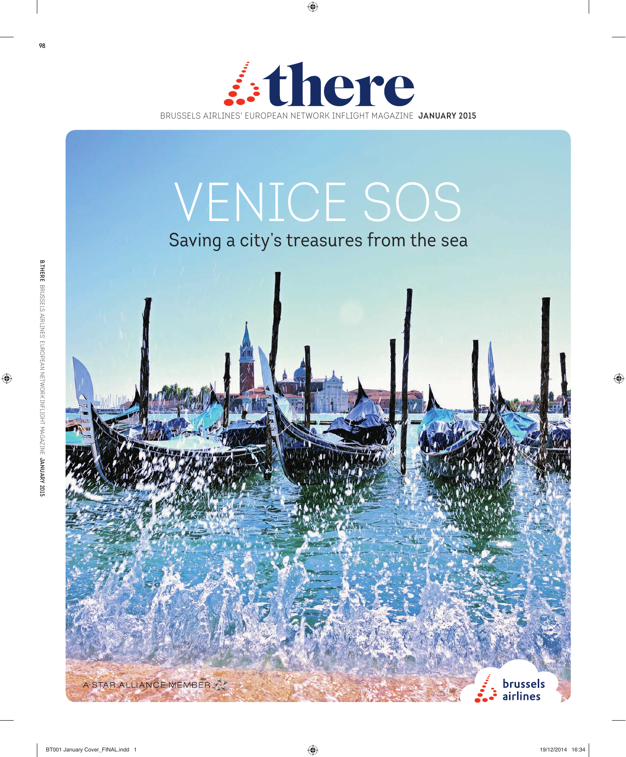# there

BRUSSELS AIRLINES' EUROPEAN NETWORK INFLIGHT MAGAZINE **JANUARY 2015**

# VENICE SOS

## Saving a city's treasures from the sea

A STAR ALLIANCE MEMBER

brussels airlines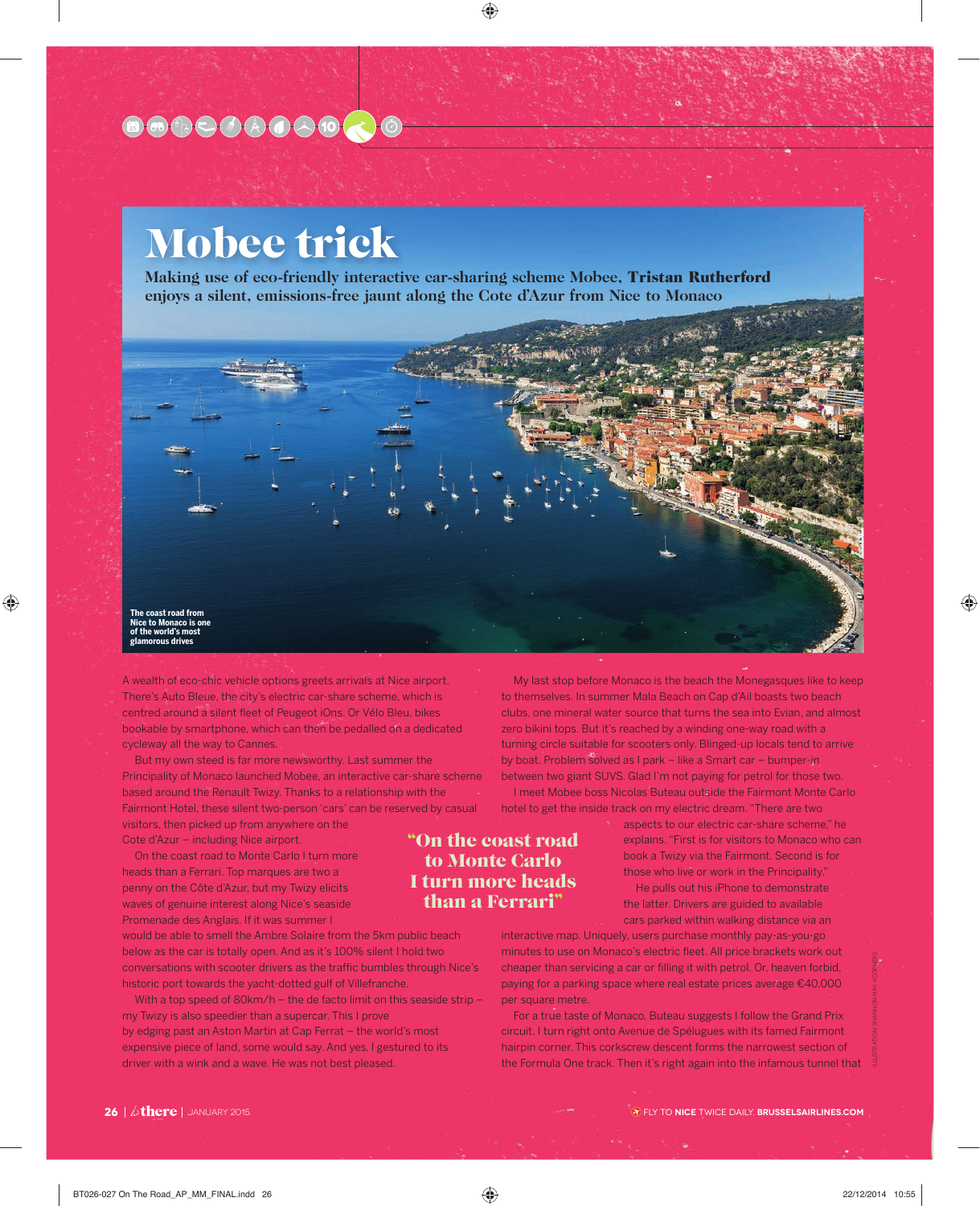# Mobee trick

**Making use of eco-friendly interactive car-sharing scheme Mobee, Tristan Rutherford enjoys a silent, emissions-free jaunt along the Cote d'Azur from Nice to Monaco**

The coast road from Nice to Monaco is one of the world's most glamorous drives

A wealth of eco-chic vehicle options greets arrivals at Nice airport. There's Auto Bleue, the city's electric car-share scheme, which is centred around a silent fleet of Peugeot iOns. Or Vélo Bleu, bikes bookable by smartphone, which can then be pedalled on a dedicated cycleway all the way to Cannes.

But my own steed is far more newsworthy. Last summer the Principality of Monaco launched Mobee, an interactive car-share scheme based around the Renault Twizy. Thanks to a relationship with the Fairmont Hotel, these silent two-person 'cars' can be reserved by casual visitors, then picked up from anywhere on the Cote d'Azur – including Nice airport.

On the coast road to Monte Carlo I turn more heads than a Ferrari. Top marques are two a penny on the Côte d'Azur, but my Twizy elicits waves of genuine interest along Nice's seaside Promenade des Anglais. If it was summer I would be able to smell the Ambre Solaire from the 5km public beach below as the car is totally open. And as it's 100% silent I hold two conversations with scooter drivers as the traffic bumbles through Nice's historic port towards the yacht-dotted gulf of Villefranche.

With a top speed of 80km/h – the de facto limit on this seaside strip – my Twizy is also speedier than a supercar. This I prove by edging past an Aston Martin at Cap Ferrat – the world's most expensive piece of land, some would say. And yes, I gestured to its driver with a wink and a wave. He was not best pleased.

> "On the coast road to Monte Carlo I turn more heads than a Ferrari"

My last stop before Monaco is the beach the Monegasques like to keep to themselves. In summer Mala Beach on Cap d'Ail boasts two beach clubs, one mineral water source that turns the sea into Evian, and almost zero bikini tops. But it's reached by a winding one-way road with a turning circle suitable for scooters only. Blinged-up locals tend to arrive by boat. Problem solved as I park – like a Smart car – bumper-in between two giant SUVS. Glad I'm not paying for petrol for those two.

I meet Mobee boss Nicolas Buteau outside the Fairmont Monte Carlo hotel to get the inside track on my electric dream. "There are two aspects to our electric car-share scheme," he explains. "First is for visitors to Monaco who can book a Twizy via the Fairmont. Second is for those who live or work in the Principality."

He pulls out his iPhone to demonstrate the latter. Drivers are guided to available cars parked within walking distance via an interactive map. Uniquely, users purchase monthly pay-as-you-go minutes to use on Monaco's electric fleet. All price brackets work out cheaper than servicing a car or filling it with petrol. Or, heaven forbid, paying for a parking space where real estate prices average €40,000 per square metre.

For a true taste of Monaco, Buteau suggests I follow the Grand Prix circuit. I turn right onto Avenue de Spélugues with its famed Fairmont hairpin corner. This corkscrew descent forms the narrowest section of the Formula One track. Then it's right again into the infamous tunnel that

FLY TO NICE TWICE DAILY. BRUSSELSAIRLINES.COM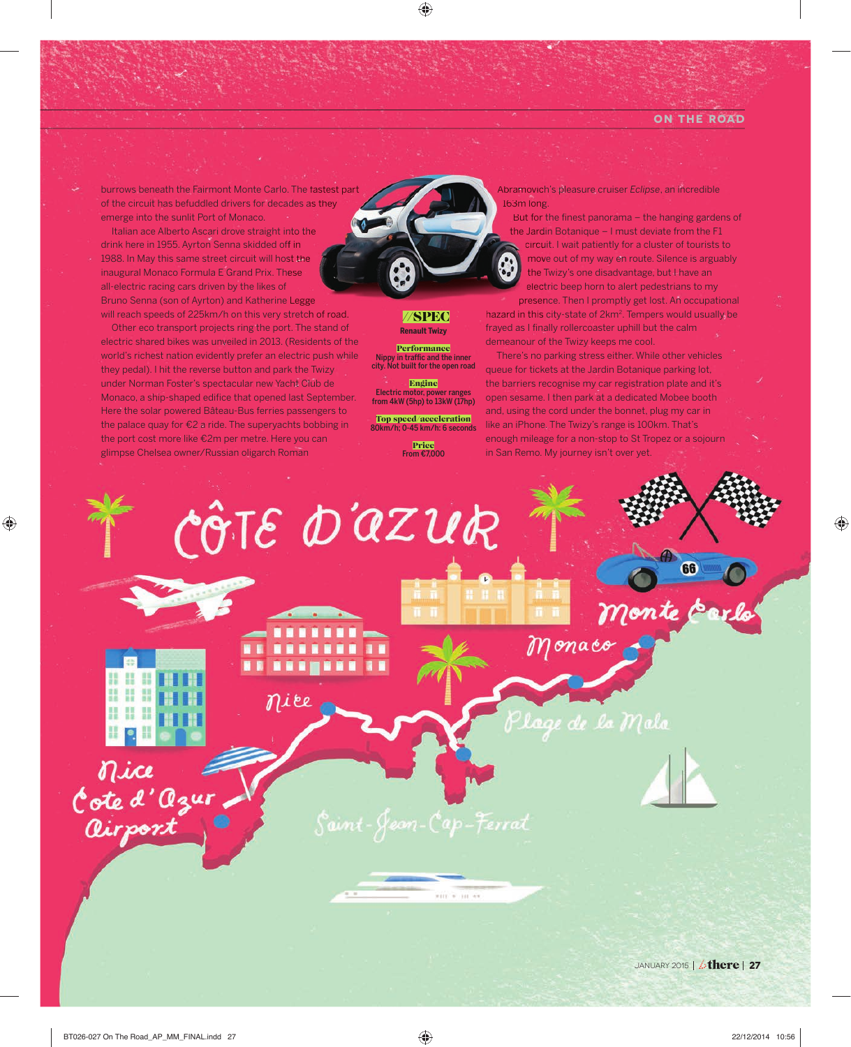burrows beneath the Fairmont Monte Carlo. The tastest part of the circuit has befuddled drivers for decades as they emerge into the sunlit Port of Monaco.

Italian ace Alberto Ascari drove straight into the drink here in 1955. Ayrton Senna skidded off in 1988. In May this same street circuit will host the inaugural Monaco Formula E Grand Prix. These all-electric racing cars driven by the likes of Bruno Senna (son of Ayrton) and Katherine Legge will reach speeds of 225km/h on this very stretch of road.

Other eco transport projects ring the port. The stand of electric shared bikes was unveiled in 2013. (Residents of the world's richest nation evidently prefer an electric push while they pedal). I hit the reverse button and park the Twizy under Norman Foster's spectacular new Yacht Club de Monaco, a ship-shaped edifice that opened last September. Here the solar powered Bâteau-Bus ferries passengers to the palace quay for €2 a ride. The superyachts bobbing in the port cost more like €2m per metre. Here you can glimpse Chelsea owner/Russian oligarch Roman Abramovich's pleasure cruiser *Eclipse*, an incredible 163m long.

But for the finest panorama – the hanging gardens of the Jardin Botanique – I must deviate from the F1 circuit. I wait patiently for a cluster of tourists to move out of my way en route. Silence is arguably the Twizy's one disadvantage, but I have an electric beep horn to alert pedestrians to my presence. Then I promptly get lost. An occupational hazard in this city-state of 2km². Tempers would usually be frayed as I finally rollercoaster uphill but the calm demeanour of the Twizy keeps me cool.

There's no parking stress either. While other vehicles queue for tickets at the Jardin Botanique parking lot, the barriers recognise my car registration plate and it's open sesame. I then park at a dedicated Mobee booth and, using the cord under the bonnet, plug my car in like an iPhone. The Twizy's range is 100km. That's enough mileage for a non-stop to St Tropez or a sojourn in San Remo. My journey isn't over yet.

## //SPEC

**Renault Twizy**

**Performance**
Nippy in traffic and the inner city. Not built for the open road

**Engine**
Electric motor, power ranges from 4kW (5hp) to 13kW (17hp)

**Top speed/acceleration**
80km/h; 0-45 km/h: 6 seconds

**Price**
From €7,000

CÔTE D'AZUR

Monte Carlo

Monaco

Nice

Plage de la Mala

Nice Cote d'Azur Airport

Saint-Jean-Cap-Ferrat